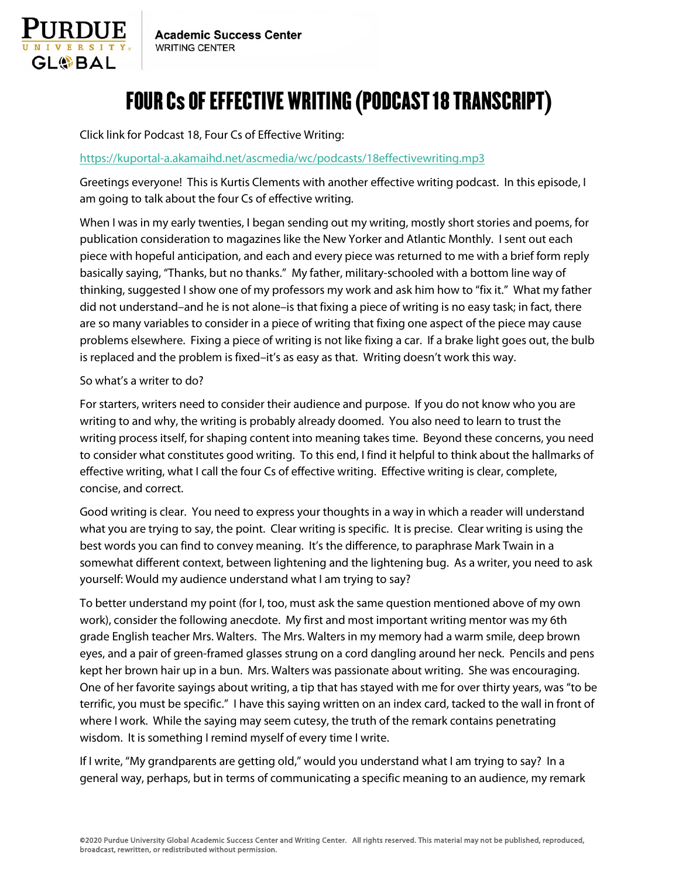Purdue University Global | Academic Success Center WRITING CENTER

# FOUR Cs OF EFFECTIVE WRITING (PODCAST 18 TRANSCRIPT)

Click link for Podcast 18, Four Cs of Effective Writing:

https://kuportal-a.akamaihd.net/ascmedia/wc/podcasts/18effectivewriting.mp3

Greetings everyone! This is Kurtis Clements with another effective writing podcast. In this episode, I am going to talk about the four Cs of effective writing.

When I was in my early twenties, I began sending out my writing, mostly short stories and poems, for publication consideration to magazines like the New Yorker and Atlantic Monthly. I sent out each piece with hopeful anticipation, and each and every piece was returned to me with a brief form reply basically saying, "Thanks, but no thanks." My father, military-schooled with a bottom line way of thinking, suggested I show one of my professors my work and ask him how to "fix it." What my father did not understand–and he is not alone–is that fixing a piece of writing is no easy task; in fact, there are so many variables to consider in a piece of writing that fixing one aspect of the piece may cause problems elsewhere. Fixing a piece of writing is not like fixing a car. If a brake light goes out, the bulb is replaced and the problem is fixed–it's as easy as that. Writing doesn't work this way.

So what's a writer to do?

For starters, writers need to consider their audience and purpose. If you do not know who you are writing to and why, the writing is probably already doomed. You also need to learn to trust the writing process itself, for shaping content into meaning takes time. Beyond these concerns, you need to consider what constitutes good writing. To this end, I find it helpful to think about the hallmarks of effective writing, what I call the four Cs of effective writing. Effective writing is clear, complete, concise, and correct.

Good writing is clear. You need to express your thoughts in a way in which a reader will understand what you are trying to say, the point. Clear writing is specific. It is precise. Clear writing is using the best words you can find to convey meaning. It's the difference, to paraphrase Mark Twain in a somewhat different context, between lightening and the lightening bug. As a writer, you need to ask yourself: Would my audience understand what I am trying to say?

To better understand my point (for I, too, must ask the same question mentioned above of my own work), consider the following anecdote. My first and most important writing mentor was my 6th grade English teacher Mrs. Walters. The Mrs. Walters in my memory had a warm smile, deep brown eyes, and a pair of green-framed glasses strung on a cord dangling around her neck. Pencils and pens kept her brown hair up in a bun. Mrs. Walters was passionate about writing. She was encouraging. One of her favorite sayings about writing, a tip that has stayed with me for over thirty years, was "to be terrific, you must be specific." I have this saying written on an index card, tacked to the wall in front of where I work. While the saying may seem cutesy, the truth of the remark contains penetrating wisdom. It is something I remind myself of every time I write.

If I write, "My grandparents are getting old," would you understand what I am trying to say? In a general way, perhaps, but in terms of communicating a specific meaning to an audience, my remark

©2020 Purdue University Global Academic Success Center and Writing Center. All rights reserved. This material may not be published, reproduced, broadcast, rewritten, or redistributed without permission.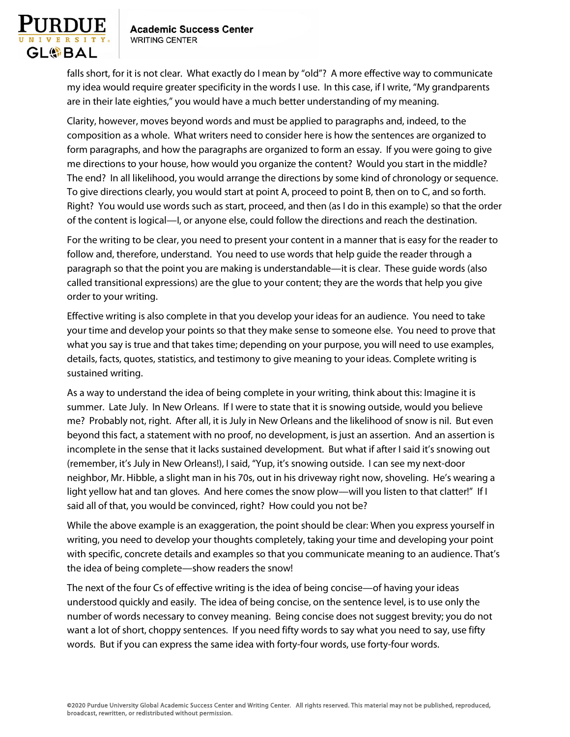falls short, for it is not clear. What exactly do I mean by "old"? A more effective way to communicate my idea would require greater specificity in the words I use. In this case, if I write, "My grandparents are in their late eighties," you would have a much better understanding of my meaning.

Clarity, however, moves beyond words and must be applied to paragraphs and, indeed, to the composition as a whole. What writers need to consider here is how the sentences are organized to form paragraphs, and how the paragraphs are organized to form an essay. If you were going to give me directions to your house, how would you organize the content? Would you start in the middle? The end? In all likelihood, you would arrange the directions by some kind of chronology or sequence. To give directions clearly, you would start at point A, proceed to point B, then on to C, and so forth. Right? You would use words such as start, proceed, and then (as I do in this example) so that the order of the content is logical—I, or anyone else, could follow the directions and reach the destination.

For the writing to be clear, you need to present your content in a manner that is easy for the reader to follow and, therefore, understand. You need to use words that help guide the reader through a paragraph so that the point you are making is understandable—it is clear. These guide words (also called transitional expressions) are the glue to your content; they are the words that help you give order to your writing.

Effective writing is also complete in that you develop your ideas for an audience. You need to take your time and develop your points so that they make sense to someone else. You need to prove that what you say is true and that takes time; depending on your purpose, you will need to use examples, details, facts, quotes, statistics, and testimony to give meaning to your ideas. Complete writing is sustained writing.

As a way to understand the idea of being complete in your writing, think about this: Imagine it is summer. Late July. In New Orleans. If I were to state that it is snowing outside, would you believe me? Probably not, right. After all, it is July in New Orleans and the likelihood of snow is nil. But even beyond this fact, a statement with no proof, no development, is just an assertion. And an assertion is incomplete in the sense that it lacks sustained development. But what if after I said it's snowing out (remember, it's July in New Orleans!), I said, "Yup, it's snowing outside. I can see my next-door neighbor, Mr. Hibble, a slight man in his 70s, out in his driveway right now, shoveling. He's wearing a light yellow hat and tan gloves. And here comes the snow plow—will you listen to that clatter!" If I said all of that, you would be convinced, right? How could you not be?

While the above example is an exaggeration, the point should be clear: When you express yourself in writing, you need to develop your thoughts completely, taking your time and developing your point with specific, concrete details and examples so that you communicate meaning to an audience. That's the idea of being complete—show readers the snow!

The next of the four Cs of effective writing is the idea of being concise—of having your ideas understood quickly and easily. The idea of being concise, on the sentence level, is to use only the number of words necessary to convey meaning. Being concise does not suggest brevity; you do not want a lot of short, choppy sentences. If you need fifty words to say what you need to say, use fifty words. But if you can express the same idea with forty-four words, use forty-four words.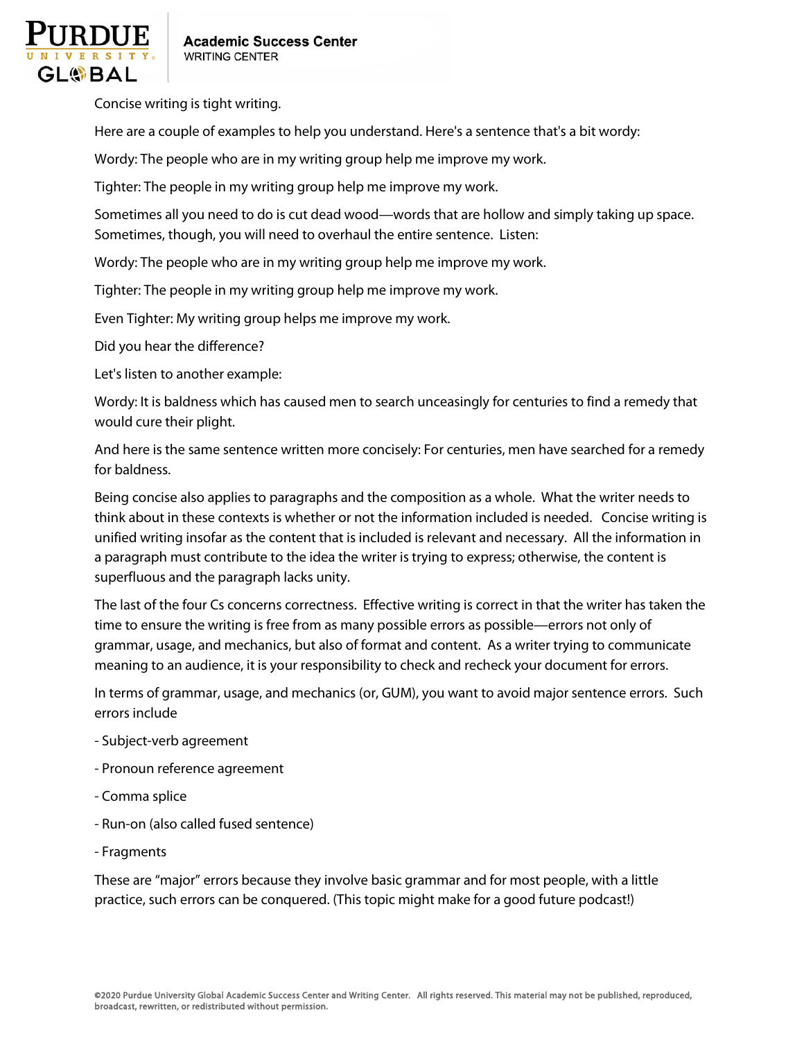Concise writing is tight writing.

Here are a couple of examples to help you understand. Here's a sentence that's a bit wordy:

Wordy: The people who are in my writing group help me improve my work.

Tighter: The people in my writing group help me improve my work.

Sometimes all you need to do is cut dead wood—words that are hollow and simply taking up space. Sometimes, though, you will need to overhaul the entire sentence. Listen:

Wordy: The people who are in my writing group help me improve my work.

Tighter: The people in my writing group help me improve my work.

Even Tighter: My writing group helps me improve my work.

Did you hear the difference?

Let's listen to another example:

Wordy: It is baldness which has caused men to search unceasingly for centuries to find a remedy that would cure their plight.

And here is the same sentence written more concisely: For centuries, men have searched for a remedy for baldness.

Being concise also applies to paragraphs and the composition as a whole. What the writer needs to think about in these contexts is whether or not the information included is needed. Concise writing is unified writing insofar as the content that is included is relevant and necessary. All the information in a paragraph must contribute to the idea the writer is trying to express; otherwise, the content is superfluous and the paragraph lacks unity.

The last of the four Cs concerns correctness. Effective writing is correct in that the writer has taken the time to ensure the writing is free from as many possible errors as possible—errors not only of grammar, usage, and mechanics, but also of format and content. As a writer trying to communicate meaning to an audience, it is your responsibility to check and recheck your document for errors.

In terms of grammar, usage, and mechanics (or, GUM), you want to avoid major sentence errors. Such errors include

- Subject-verb agreement
- Pronoun reference agreement
- Comma splice
- Run-on (also called fused sentence)
- Fragments

These are "major" errors because they involve basic grammar and for most people, with a little practice, such errors can be conquered. (This topic might make for a good future podcast!)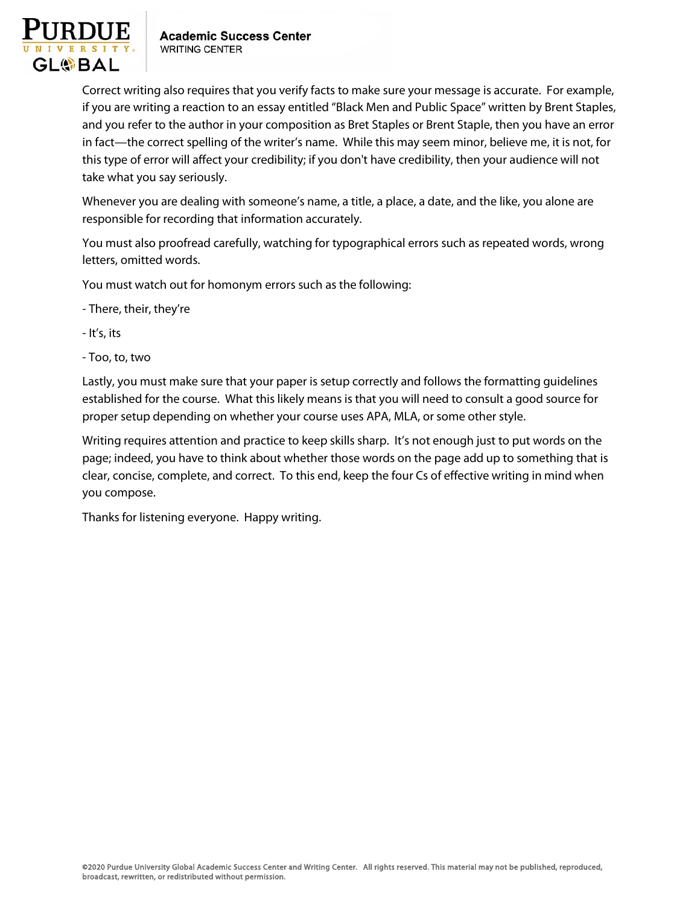Correct writing also requires that you verify facts to make sure your message is accurate. For example, if you are writing a reaction to an essay entitled "Black Men and Public Space" written by Brent Staples, and you refer to the author in your composition as Bret Staples or Brent Staple, then you have an error in fact—the correct spelling of the writer's name. While this may seem minor, believe me, it is not, for this type of error will affect your credibility; if you don't have credibility, then your audience will not take what you say seriously.

Whenever you are dealing with someone's name, a title, a place, a date, and the like, you alone are responsible for recording that information accurately.

You must also proofread carefully, watching for typographical errors such as repeated words, wrong letters, omitted words.

You must watch out for homonym errors such as the following:

- There, their, they're

- It's, its

- Too, to, two

Lastly, you must make sure that your paper is setup correctly and follows the formatting guidelines established for the course. What this likely means is that you will need to consult a good source for proper setup depending on whether your course uses APA, MLA, or some other style.

Writing requires attention and practice to keep skills sharp. It's not enough just to put words on the page; indeed, you have to think about whether those words on the page add up to something that is clear, concise, complete, and correct. To this end, keep the four Cs of effective writing in mind when you compose.

Thanks for listening everyone. Happy writing.